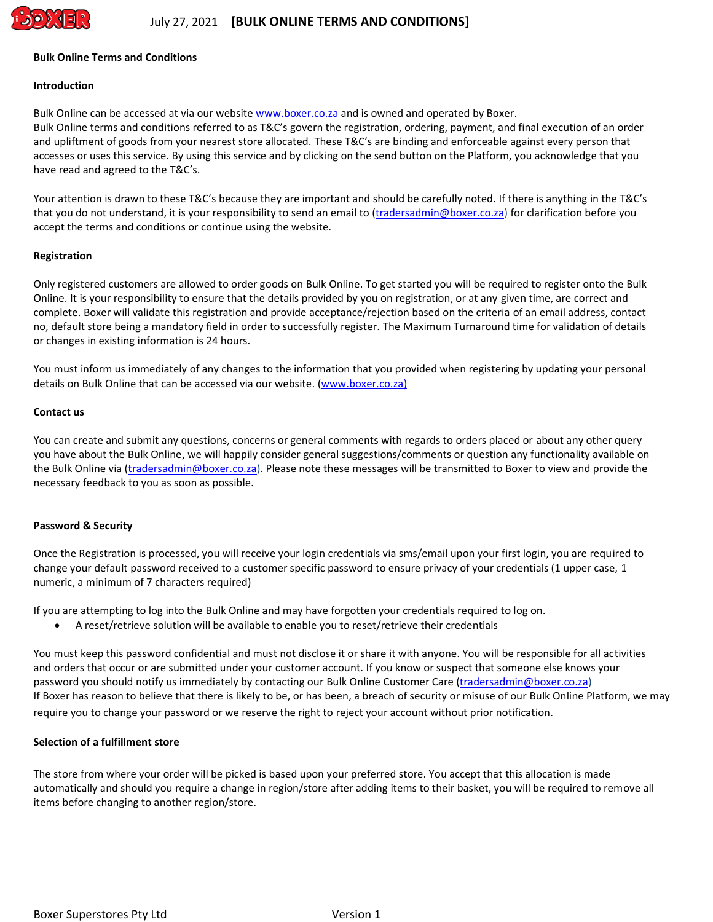# Bulk Online Terms and Conditions

## Introduction

Bulk Online can be accessed at via our website www.boxer.co.za and is owned and operated by Boxer.
Bulk Online terms and conditions referred to as T&C's govern the registration, ordering, payment, and final execution of an order and upliftment of goods from your nearest store allocated. These T&C's are binding and enforceable against every person that accesses or uses this service. By using this service and by clicking on the send button on the Platform, you acknowledge that you have read and agreed to the T&C's.

Your attention is drawn to these T&C's because they are important and should be carefully noted. If there is anything in the T&C's that you do not understand, it is your responsibility to send an email to (tradersadmin@boxer.co.za) for clarification before you accept the terms and conditions or continue using the website.

## Registration

Only registered customers are allowed to order goods on Bulk Online. To get started you will be required to register onto the Bulk Online. It is your responsibility to ensure that the details provided by you on registration, or at any given time, are correct and complete. Boxer will validate this registration and provide acceptance/rejection based on the criteria of an email address, contact no, default store being a mandatory field in order to successfully register. The Maximum Turnaround time for validation of details or changes in existing information is 24 hours.

You must inform us immediately of any changes to the information that you provided when registering by updating your personal details on Bulk Online that can be accessed via our website. (www.boxer.co.za)

## Contact us

You can create and submit any questions, concerns or general comments with regards to orders placed or about any other query you have about the Bulk Online, we will happily consider general suggestions/comments or question any functionality available on the Bulk Online via (tradersadmin@boxer.co.za). Please note these messages will be transmitted to Boxer to view and provide the necessary feedback to you as soon as possible.

## Password & Security

Once the Registration is processed, you will receive your login credentials via sms/email upon your first login, you are required to change your default password received to a customer specific password to ensure privacy of your credentials (1 upper case, 1 numeric, a minimum of 7 characters required)

If you are attempting to log into the Bulk Online and may have forgotten your credentials required to log on.

- A reset/retrieve solution will be available to enable you to reset/retrieve their credentials

You must keep this password confidential and must not disclose it or share it with anyone. You will be responsible for all activities and orders that occur or are submitted under your customer account. If you know or suspect that someone else knows your password you should notify us immediately by contacting our Bulk Online Customer Care (tradersadmin@boxer.co.za)
If Boxer has reason to believe that there is likely to be, or has been, a breach of security or misuse of our Bulk Online Platform, we may require you to change your password or we reserve the right to reject your account without prior notification.

## Selection of a fulfillment store

The store from where your order will be picked is based upon your preferred store. You accept that this allocation is made automatically and should you require a change in region/store after adding items to their basket, you will be required to remove all items before changing to another region/store.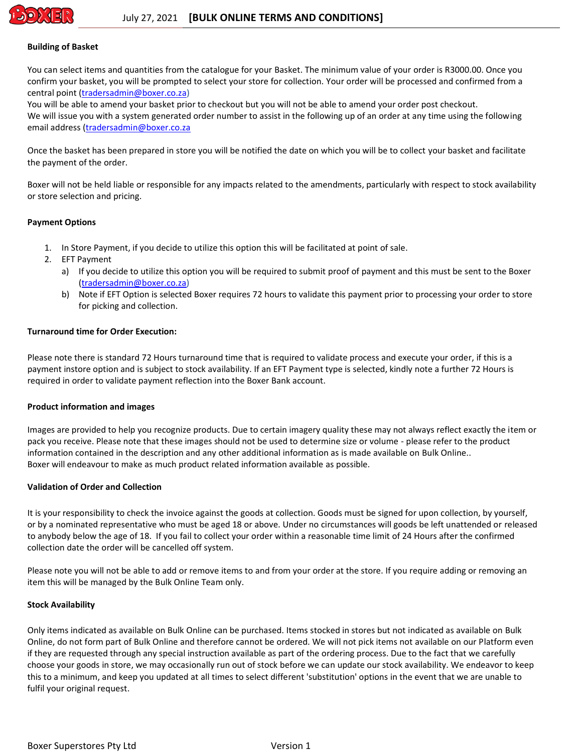**Building of Basket**

You can select items and quantities from the catalogue for your Basket. The minimum value of your order is R3000.00. Once you confirm your basket, you will be prompted to select your store for collection. Your order will be processed and confirmed from a central point (tradersadmin@boxer.co.za)
You will be able to amend your basket prior to checkout but you will not be able to amend your order post checkout.
We will issue you with a system generated order number to assist in the following up of an order at any time using the following email address (tradersadmin@boxer.co.za

Once the basket has been prepared in store you will be notified the date on which you will be to collect your basket and facilitate the payment of the order.

Boxer will not be held liable or responsible for any impacts related to the amendments, particularly with respect to stock availability or store selection and pricing.

**Payment Options**

1. In Store Payment, if you decide to utilize this option this will be facilitated at point of sale.
2. EFT Payment
   a) If you decide to utilize this option you will be required to submit proof of payment and this must be sent to the Boxer (tradersadmin@boxer.co.za)
   b) Note if EFT Option is selected Boxer requires 72 hours to validate this payment prior to processing your order to store for picking and collection.

**Turnaround time for Order Execution:**

Please note there is standard 72 Hours turnaround time that is required to validate process and execute your order, if this is a payment instore option and is subject to stock availability. If an EFT Payment type is selected, kindly note a further 72 Hours is required in order to validate payment reflection into the Boxer Bank account.

**Product information and images**

Images are provided to help you recognize products. Due to certain imagery quality these may not always reflect exactly the item or pack you receive. Please note that these images should not be used to determine size or volume - please refer to the product information contained in the description and any other additional information as is made available on Bulk Online..
Boxer will endeavour to make as much product related information available as possible.

**Validation of Order and Collection**

It is your responsibility to check the invoice against the goods at collection. Goods must be signed for upon collection, by yourself, or by a nominated representative who must be aged 18 or above. Under no circumstances will goods be left unattended or released to anybody below the age of 18. If you fail to collect your order within a reasonable time limit of 24 Hours after the confirmed collection date the order will be cancelled off system.

Please note you will not be able to add or remove items to and from your order at the store. If you require adding or removing an item this will be managed by the Bulk Online Team only.

**Stock Availability**

Only items indicated as available on Bulk Online can be purchased. Items stocked in stores but not indicated as available on Bulk Online, do not form part of Bulk Online and therefore cannot be ordered. We will not pick items not available on our Platform even if they are requested through any special instruction available as part of the ordering process. Due to the fact that we carefully choose your goods in store, we may occasionally run out of stock before we can update our stock availability. We endeavor to keep this to a minimum, and keep you updated at all times to select different 'substitution' options in the event that we are unable to fulfil your original request.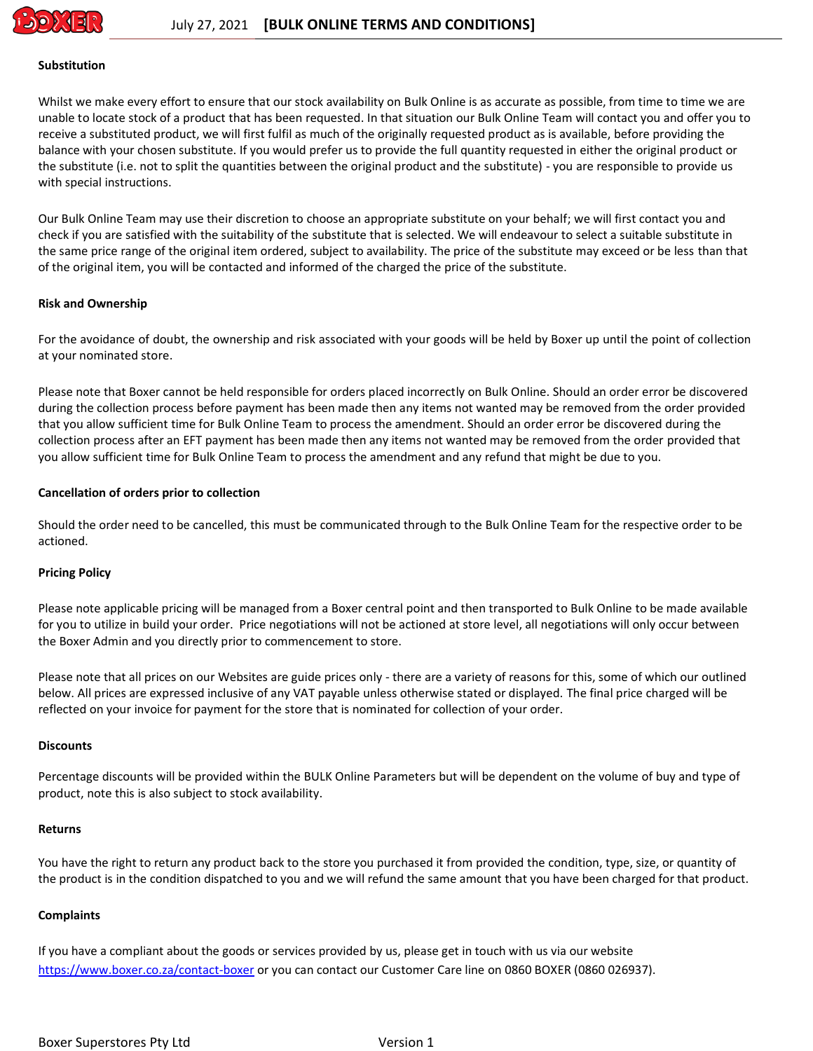**Substitution**

Whilst we make every effort to ensure that our stock availability on Bulk Online is as accurate as possible, from time to time we are unable to locate stock of a product that has been requested. In that situation our Bulk Online Team will contact you and offer you to receive a substituted product, we will first fulfil as much of the originally requested product as is available, before providing the balance with your chosen substitute. If you would prefer us to provide the full quantity requested in either the original product or the substitute (i.e. not to split the quantities between the original product and the substitute) - you are responsible to provide us with special instructions.

Our Bulk Online Team may use their discretion to choose an appropriate substitute on your behalf; we will first contact you and check if you are satisfied with the suitability of the substitute that is selected. We will endeavour to select a suitable substitute in the same price range of the original item ordered, subject to availability. The price of the substitute may exceed or be less than that of the original item, you will be contacted and informed of the charged the price of the substitute.

**Risk and Ownership**

For the avoidance of doubt, the ownership and risk associated with your goods will be held by Boxer up until the point of collection at your nominated store.

Please note that Boxer cannot be held responsible for orders placed incorrectly on Bulk Online. Should an order error be discovered during the collection process before payment has been made then any items not wanted may be removed from the order provided that you allow sufficient time for Bulk Online Team to process the amendment. Should an order error be discovered during the collection process after an EFT payment has been made then any items not wanted may be removed from the order provided that you allow sufficient time for Bulk Online Team to process the amendment and any refund that might be due to you.

**Cancellation of orders prior to collection**

Should the order need to be cancelled, this must be communicated through to the Bulk Online Team for the respective order to be actioned.

**Pricing Policy**

Please note applicable pricing will be managed from a Boxer central point and then transported to Bulk Online to be made available for you to utilize in build your order. Price negotiations will not be actioned at store level, all negotiations will only occur between the Boxer Admin and you directly prior to commencement to store.

Please note that all prices on our Websites are guide prices only - there are a variety of reasons for this, some of which our outlined below. All prices are expressed inclusive of any VAT payable unless otherwise stated or displayed. The final price charged will be reflected on your invoice for payment for the store that is nominated for collection of your order.

**Discounts**

Percentage discounts will be provided within the BULK Online Parameters but will be dependent on the volume of buy and type of product, note this is also subject to stock availability.

**Returns**

You have the right to return any product back to the store you purchased it from provided the condition, type, size, or quantity of the product is in the condition dispatched to you and we will refund the same amount that you have been charged for that product.

**Complaints**

If you have a compliant about the goods or services provided by us, please get in touch with us via our website [https://www.boxer.co.za/contact-boxer](https://www.boxer.co.za/contact-boxer) or you can contact our Customer Care line on 0860 BOXER (0860 026937).